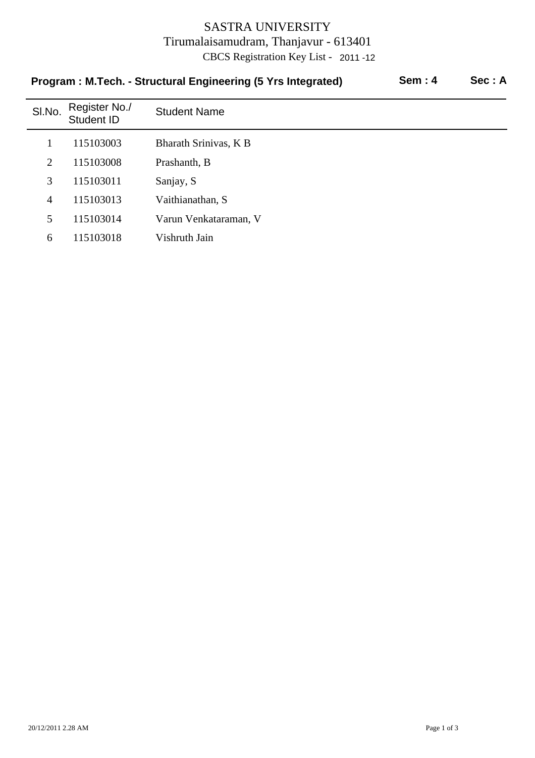# SASTRA UNIVERSITY

Tirumalaisamudram, Thanjavur - 613401

CBCS Registration Key List - 2011 -12

**Program : M.Tech. - Structural Engineering (5 Yrs Integrated)** **Sem : 4** **Sec : A**

| Sl.No. | Register No./ Student ID | Student Name |
|---|---|---|
| 1 | 115103003 | Bharath Srinivas, K B |
| 2 | 115103008 | Prashanth, B |
| 3 | 115103011 | Sanjay, S |
| 4 | 115103013 | Vaithianathan, S |
| 5 | 115103014 | Varun Venkataraman, V |
| 6 | 115103018 | Vishruth Jain |

20/12/2011 2.28 AM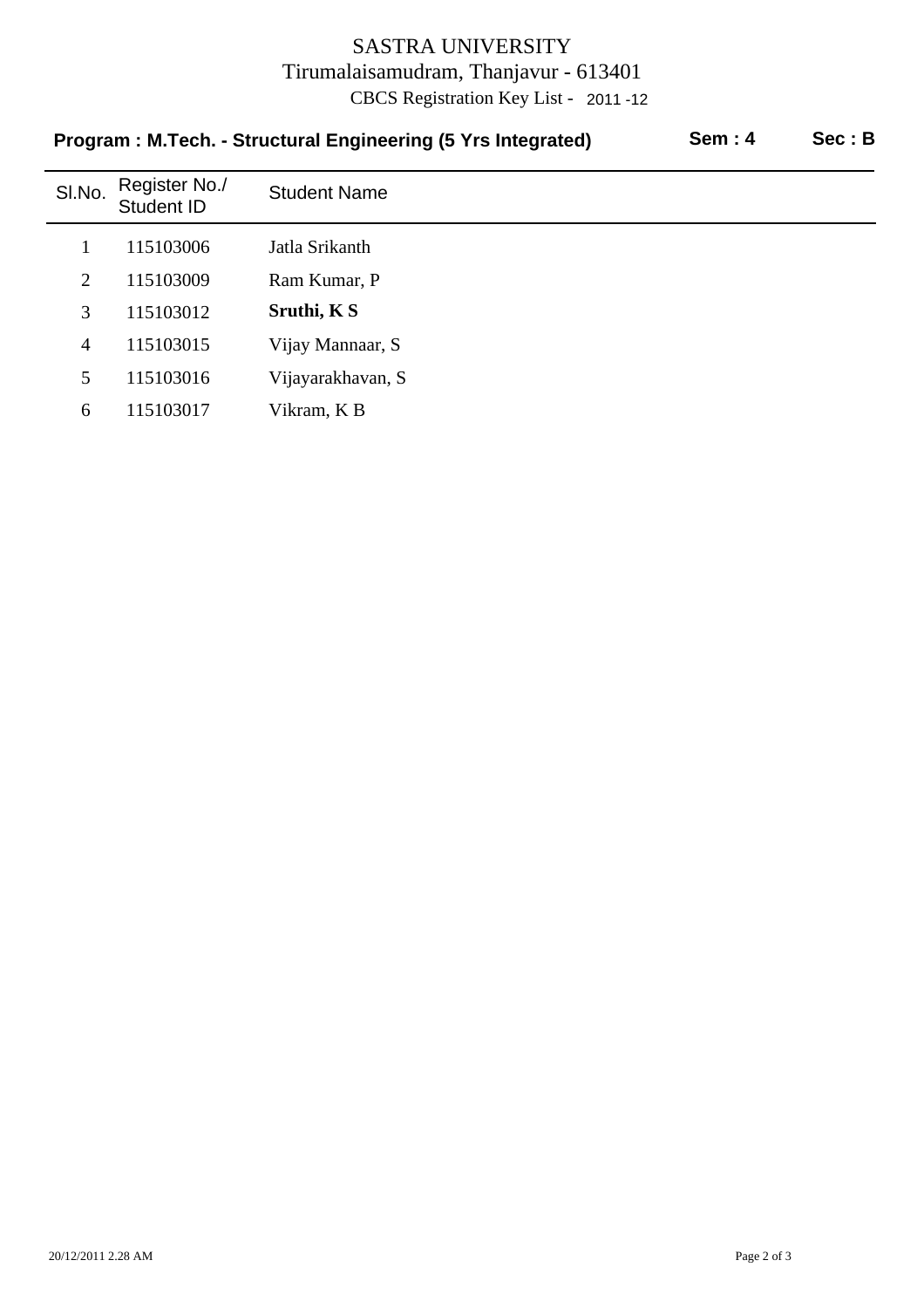# SASTRA UNIVERSITY

Tirumalaisamudram, Thanjavur - 613401

CBCS Registration Key List - 2011 -12

**Program : M.Tech. - Structural Engineering (5 Yrs Integrated)** **Sem : 4** **Sec : B**

| Sl.No. | Register No./ Student ID | Student Name |
|---|---|---|
| 1 | 115103006 | Jatla Srikanth |
| 2 | 115103009 | Ram Kumar, P |
| 3 | 115103012 | **Sruthi, K S** |
| 4 | 115103015 | Vijay Mannaar, S |
| 5 | 115103016 | Vijayarakhavan, S |
| 6 | 115103017 | Vikram, K B |

20/12/2011 2.28 AM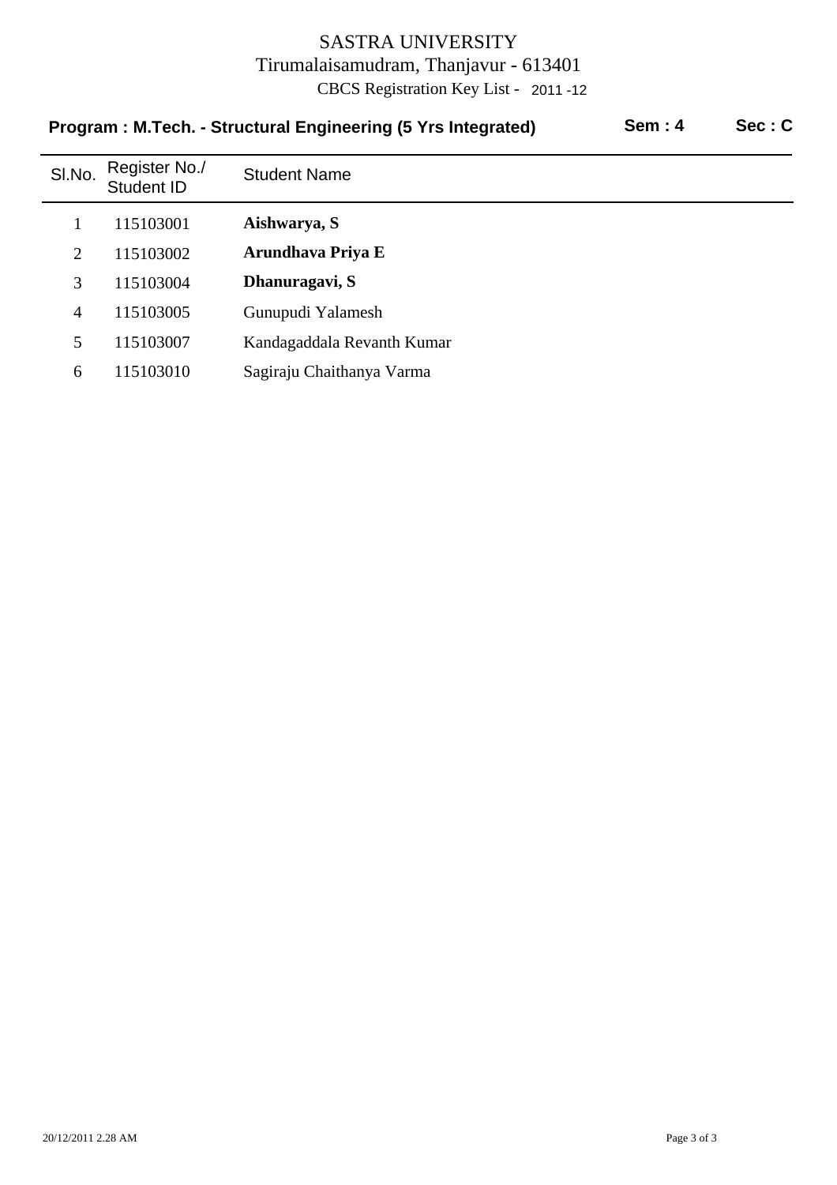# SASTRA UNIVERSITY

Tirumalaisamudram, Thanjavur - 613401

CBCS Registration Key List - 2011 -12

**Program : M.Tech. - Structural Engineering (5 Yrs Integrated)** **Sem : 4** **Sec : C**

| Sl.No. | Register No./ Student ID | Student Name |
|---|---|---|
| 1 | 115103001 | **Aishwarya, S** |
| 2 | 115103002 | **Arundhava Priya E** |
| 3 | 115103004 | **Dhanuragavi, S** |
| 4 | 115103005 | Gunupudi Yalamesh |
| 5 | 115103007 | Kandagaddala Revanth Kumar |
| 6 | 115103010 | Sagiraju Chaithanya Varma |

20/12/2011 2.28 AM